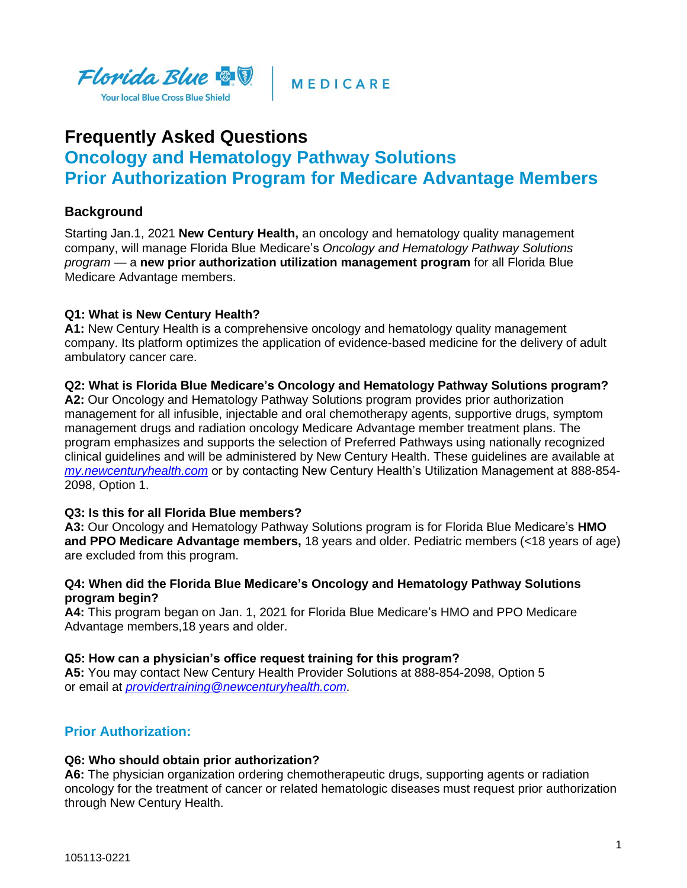Florida Blue — Your local Blue Cross Blue Shield | MEDICARE

# Frequently Asked Questions

## Oncology and Hematology Pathway Solutions Prior Authorization Program for Medicare Advantage Members

### Background

Starting Jan.1, 2021 **New Century Health,** an oncology and hematology quality management company, will manage Florida Blue Medicare's *Oncology and Hematology Pathway Solutions program* — a **new prior authorization utilization management program** for all Florida Blue Medicare Advantage members.

**Q1: What is New Century Health?**
**A1:** New Century Health is a comprehensive oncology and hematology quality management company. Its platform optimizes the application of evidence-based medicine for the delivery of adult ambulatory cancer care.

**Q2: What is Florida Blue Medicare's Oncology and Hematology Pathway Solutions program?**
**A2:** Our Oncology and Hematology Pathway Solutions program provides prior authorization management for all infusible, injectable and oral chemotherapy agents, supportive drugs, symptom management drugs and radiation oncology Medicare Advantage member treatment plans. The program emphasizes and supports the selection of Preferred Pathways using nationally recognized clinical guidelines and will be administered by New Century Health. These guidelines are available at [my.newcenturyhealth.com](my.newcenturyhealth.com) or by contacting New Century Health's Utilization Management at 888-854-2098, Option 1.

**Q3: Is this for all Florida Blue members?**
**A3:** Our Oncology and Hematology Pathway Solutions program is for Florida Blue Medicare's **HMO and PPO Medicare Advantage members,** 18 years and older. Pediatric members (<18 years of age) are excluded from this program.

**Q4: When did the Florida Blue Medicare's Oncology and Hematology Pathway Solutions program begin?**
**A4:** This program began on Jan. 1, 2021 for Florida Blue Medicare's HMO and PPO Medicare Advantage members,18 years and older.

**Q5: How can a physician's office request training for this program?**
**A5:** You may contact New Century Health Provider Solutions at 888-854-2098, Option 5 or email at [providertraining@newcenturyhealth.com](mailto:providertraining@newcenturyhealth.com).

### Prior Authorization:

**Q6: Who should obtain prior authorization?**
**A6:** The physician organization ordering chemotherapeutic drugs, supporting agents or radiation oncology for the treatment of cancer or related hematologic diseases must request prior authorization through New Century Health.

105113-0221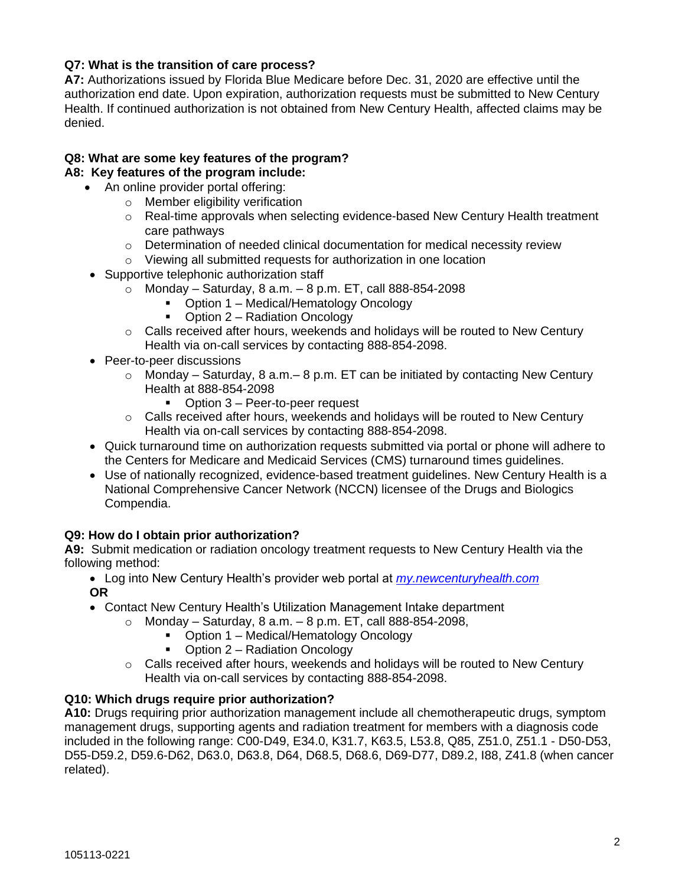**Q7: What is the transition of care process?**
**A7:** Authorizations issued by Florida Blue Medicare before Dec. 31, 2020 are effective until the authorization end date. Upon expiration, authorization requests must be submitted to New Century Health. If continued authorization is not obtained from New Century Health, affected claims may be denied.

**Q8: What are some key features of the program?**
**A8: Key features of the program include:**

- An online provider portal offering:
  - Member eligibility verification
  - Real-time approvals when selecting evidence-based New Century Health treatment care pathways
  - Determination of needed clinical documentation for medical necessity review
  - Viewing all submitted requests for authorization in one location
- Supportive telephonic authorization staff
  - Monday – Saturday, 8 a.m. – 8 p.m. ET, call 888-854-2098
    - Option 1 – Medical/Hematology Oncology
    - Option 2 – Radiation Oncology
  - Calls received after hours, weekends and holidays will be routed to New Century Health via on-call services by contacting 888-854-2098.
- Peer-to-peer discussions
  - Monday – Saturday, 8 a.m.– 8 p.m. ET can be initiated by contacting New Century Health at 888-854-2098
    - Option 3 – Peer-to-peer request
  - Calls received after hours, weekends and holidays will be routed to New Century Health via on-call services by contacting 888-854-2098.
- Quick turnaround time on authorization requests submitted via portal or phone will adhere to the Centers for Medicare and Medicaid Services (CMS) turnaround times guidelines.
- Use of nationally recognized, evidence-based treatment guidelines. New Century Health is a National Comprehensive Cancer Network (NCCN) licensee of the Drugs and Biologics Compendia.

**Q9: How do I obtain prior authorization?**
**A9:** Submit medication or radiation oncology treatment requests to New Century Health via the following method:

- Log into New Century Health's provider web portal at *my.newcenturyhealth.com*

**OR**

- Contact New Century Health's Utilization Management Intake department
  - Monday – Saturday, 8 a.m. – 8 p.m. ET, call 888-854-2098,
    - Option 1 – Medical/Hematology Oncology
    - Option 2 – Radiation Oncology
  - Calls received after hours, weekends and holidays will be routed to New Century Health via on-call services by contacting 888-854-2098.

**Q10: Which drugs require prior authorization?**
**A10:** Drugs requiring prior authorization management include all chemotherapeutic drugs, symptom management drugs, supporting agents and radiation treatment for members with a diagnosis code included in the following range: C00-D49, E34.0, K31.7, K63.5, L53.8, Q85, Z51.0, Z51.1 - D50-D53, D55-D59.2, D59.6-D62, D63.0, D63.8, D64, D68.5, D68.6, D69-D77, D89.2, I88, Z41.8 (when cancer related).

105113-0221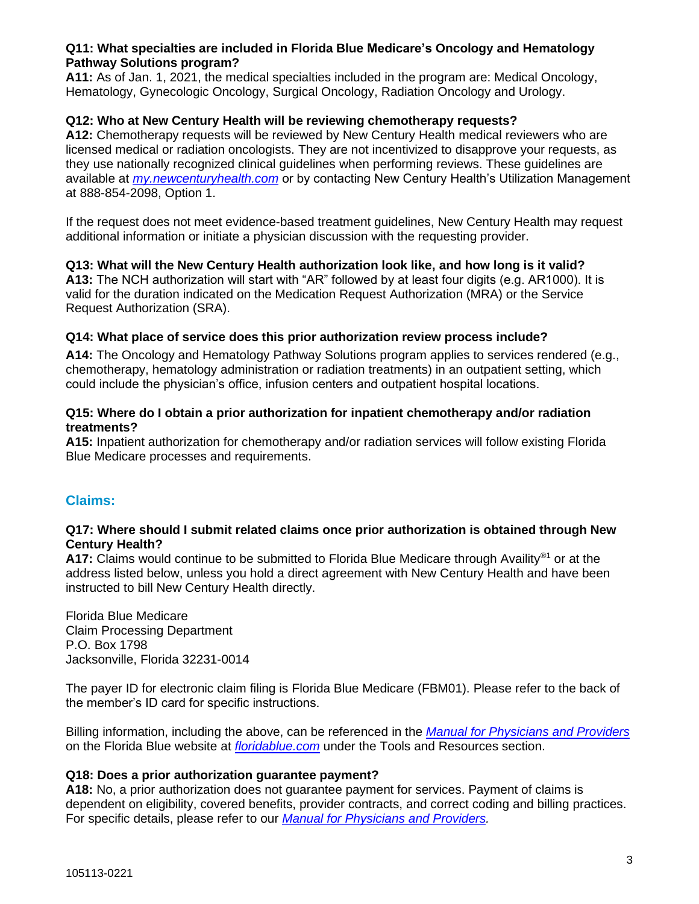**Q11: What specialties are included in Florida Blue Medicare's Oncology and Hematology Pathway Solutions program?**
**A11:** As of Jan. 1, 2021, the medical specialties included in the program are: Medical Oncology, Hematology, Gynecologic Oncology, Surgical Oncology, Radiation Oncology and Urology.

**Q12: Who at New Century Health will be reviewing chemotherapy requests?**
**A12:** Chemotherapy requests will be reviewed by New Century Health medical reviewers who are licensed medical or radiation oncologists. They are not incentivized to disapprove your requests, as they use nationally recognized clinical guidelines when performing reviews. These guidelines are available at *my.newcenturyhealth.com* or by contacting New Century Health's Utilization Management at 888-854-2098, Option 1.

If the request does not meet evidence-based treatment guidelines, New Century Health may request additional information or initiate a physician discussion with the requesting provider.

**Q13: What will the New Century Health authorization look like, and how long is it valid?**
**A13:** The NCH authorization will start with "AR" followed by at least four digits (e.g. AR1000). It is valid for the duration indicated on the Medication Request Authorization (MRA) or the Service Request Authorization (SRA).

**Q14: What place of service does this prior authorization review process include?**
**A14:** The Oncology and Hematology Pathway Solutions program applies to services rendered (e.g., chemotherapy, hematology administration or radiation treatments) in an outpatient setting, which could include the physician's office, infusion centers and outpatient hospital locations.

**Q15: Where do I obtain a prior authorization for inpatient chemotherapy and/or radiation treatments?**
**A15:** Inpatient authorization for chemotherapy and/or radiation services will follow existing Florida Blue Medicare processes and requirements.

## Claims:

**Q17: Where should I submit related claims once prior authorization is obtained through New Century Health?**
**A17:** Claims would continue to be submitted to Florida Blue Medicare through Availity®[1] or at the address listed below, unless you hold a direct agreement with New Century Health and have been instructed to bill New Century Health directly.

Florida Blue Medicare
Claim Processing Department
P.O. Box 1798
Jacksonville, Florida 32231-0014

The payer ID for electronic claim filing is Florida Blue Medicare (FBM01). Please refer to the back of the member's ID card for specific instructions.

Billing information, including the above, can be referenced in the *Manual for Physicians and Providers* on the Florida Blue website at *floridablue.com* under the Tools and Resources section.

**Q18: Does a prior authorization guarantee payment?**
**A18:** No, a prior authorization does not guarantee payment for services. Payment of claims is dependent on eligibility, covered benefits, provider contracts, and correct coding and billing practices. For specific details, please refer to our *Manual for Physicians and Providers.*

105113-0221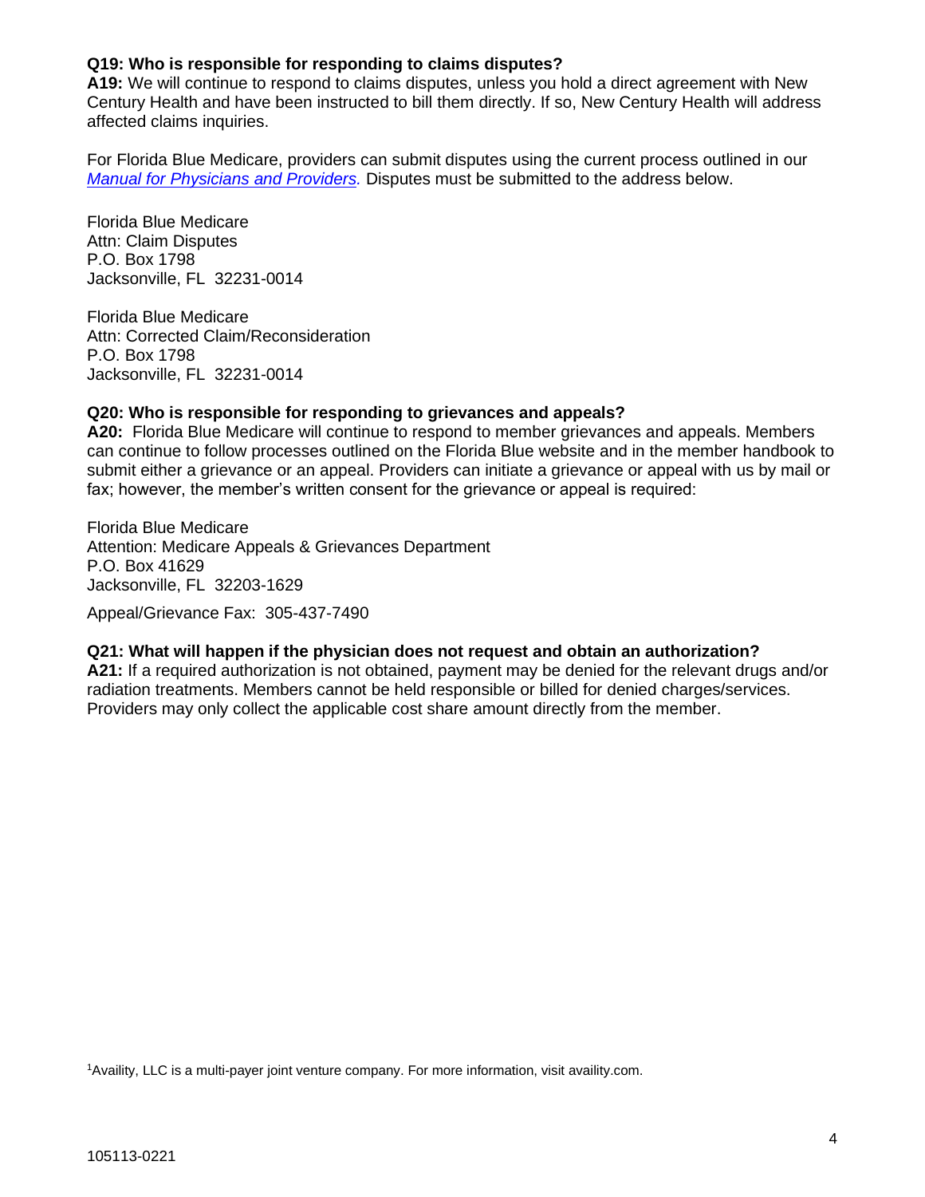**Q19: Who is responsible for responding to claims disputes?**
**A19:** We will continue to respond to claims disputes, unless you hold a direct agreement with New Century Health and have been instructed to bill them directly. If so, New Century Health will address affected claims inquiries.

For Florida Blue Medicare, providers can submit disputes using the current process outlined in our *Manual for Physicians and Providers.* Disputes must be submitted to the address below.

Florida Blue Medicare
Attn: Claim Disputes
P.O. Box 1798
Jacksonville, FL 32231-0014

Florida Blue Medicare
Attn: Corrected Claim/Reconsideration
P.O. Box 1798
Jacksonville, FL 32231-0014

**Q20: Who is responsible for responding to grievances and appeals?**
**A20:** Florida Blue Medicare will continue to respond to member grievances and appeals. Members can continue to follow processes outlined on the Florida Blue website and in the member handbook to submit either a grievance or an appeal. Providers can initiate a grievance or appeal with us by mail or fax; however, the member's written consent for the grievance or appeal is required:

Florida Blue Medicare
Attention: Medicare Appeals & Grievances Department
P.O. Box 41629
Jacksonville, FL 32203-1629

Appeal/Grievance Fax: 305-437-7490

**Q21: What will happen if the physician does not request and obtain an authorization?**
**A21:** If a required authorization is not obtained, payment may be denied for the relevant drugs and/or radiation treatments. Members cannot be held responsible or billed for denied charges/services. Providers may only collect the applicable cost share amount directly from the member.

[1]Availity, LLC is a multi-payer joint venture company. For more information, visit availity.com.

105113-0221